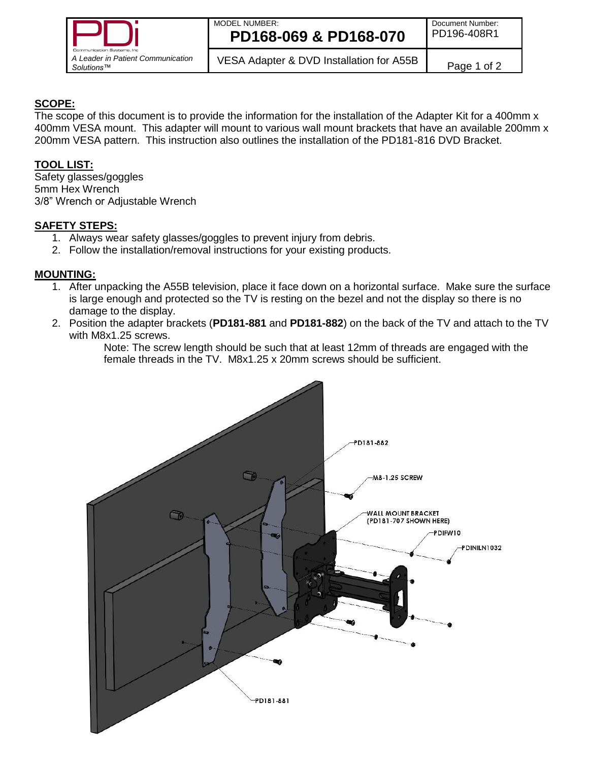| | MODEL NUMBER: **PD168-069 & PD168-070** | Document Number: PD196-408R1 |
|---|---|---|
| *A Leader in Patient Communication Solutions™* | VESA Adapter & DVD Installation for A55B | |

## SCOPE:

The scope of this document is to provide the information for the installation of the Adapter Kit for a 400mm x 400mm VESA mount. This adapter will mount to various wall mount brackets that have an available 200mm x 200mm VESA pattern. This instruction also outlines the installation of the PD181-816 DVD Bracket.

## TOOL LIST:

Safety glasses/goggles
5mm Hex Wrench
3/8" Wrench or Adjustable Wrench

## SAFETY STEPS:

1. Always wear safety glasses/goggles to prevent injury from debris.
2. Follow the installation/removal instructions for your existing products.

## MOUNTING:

1. After unpacking the A55B television, place it face down on a horizontal surface. Make sure the surface is large enough and protected so the TV is resting on the bezel and not the display so there is no damage to the display.
2. Position the adapter brackets (**PD181-881** and **PD181-882**) on the back of the TV and attach to the TV with M8x1.25 screws.

   Note: The screw length should be such that at least 12mm of threads are engaged with the female threads in the TV. M8x1.25 x 20mm screws should be sufficient.

PD181-882
M8-1.25 SCREW
WALL MOUNT BRACKET (PD181-707 SHOWN HERE)
PDIFW10
PDINILN1032
PD181-881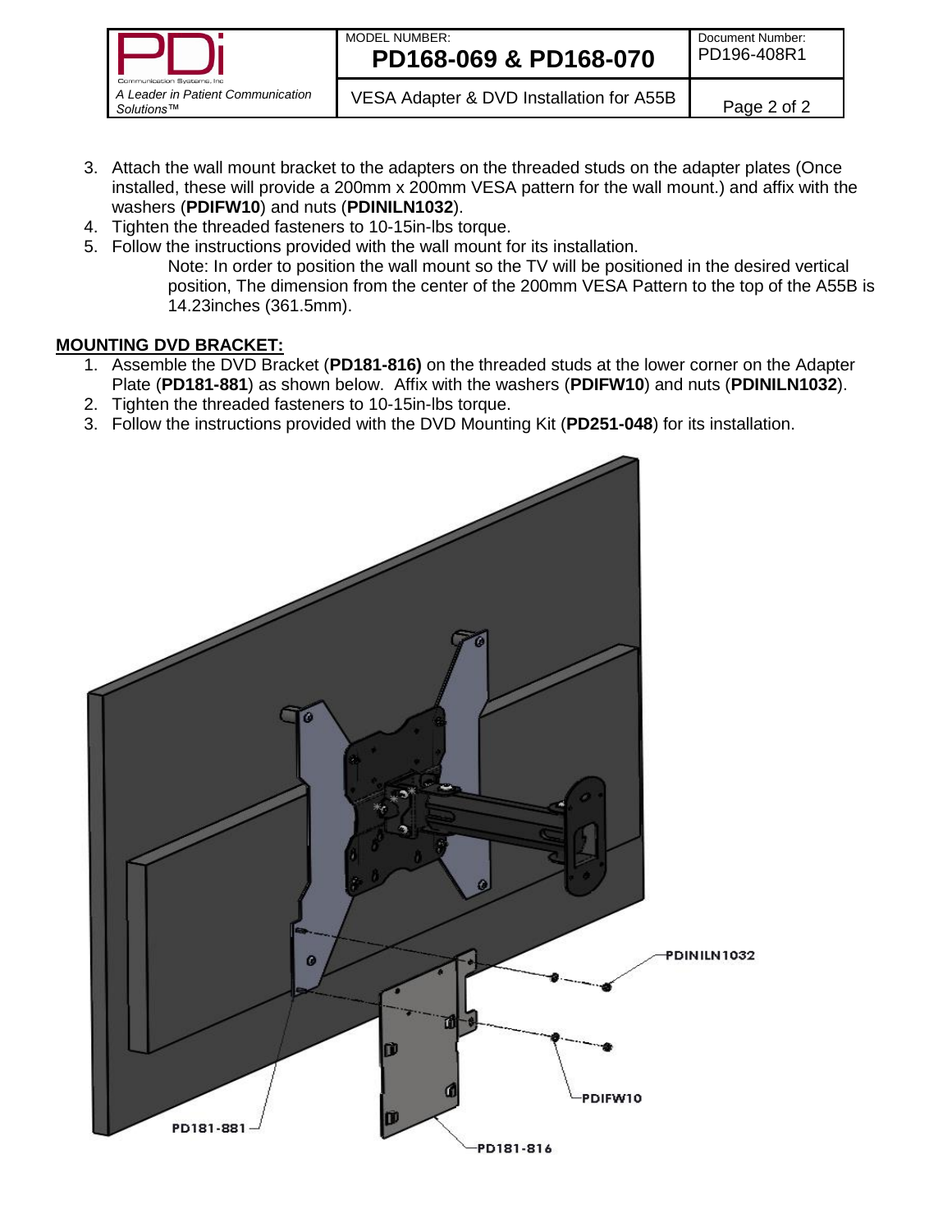3. Attach the wall mount bracket to the adapters on the threaded studs on the adapter plates (Once installed, these will provide a 200mm x 200mm VESA pattern for the wall mount.) and affix with the washers (**PDIFW10**) and nuts (**PDINILN1032**).
4. Tighten the threaded fasteners to 10-15in-lbs torque.
5. Follow the instructions provided with the wall mount for its installation.

   Note: In order to position the wall mount so the TV will be positioned in the desired vertical position, The dimension from the center of the 200mm VESA Pattern to the top of the A55B is 14.23inches (361.5mm).

**MOUNTING DVD BRACKET:**

1. Assemble the DVD Bracket (**PD181-816)** on the threaded studs at the lower corner on the Adapter Plate (**PD181-881**) as shown below. Affix with the washers (**PDIFW10**) and nuts (**PDINILN1032**).
2. Tighten the threaded fasteners to 10-15in-lbs torque.
3. Follow the instructions provided with the DVD Mounting Kit (**PD251-048**) for its installation.

PDINILN1032

PDIFW10

PD181-881

PD181-816